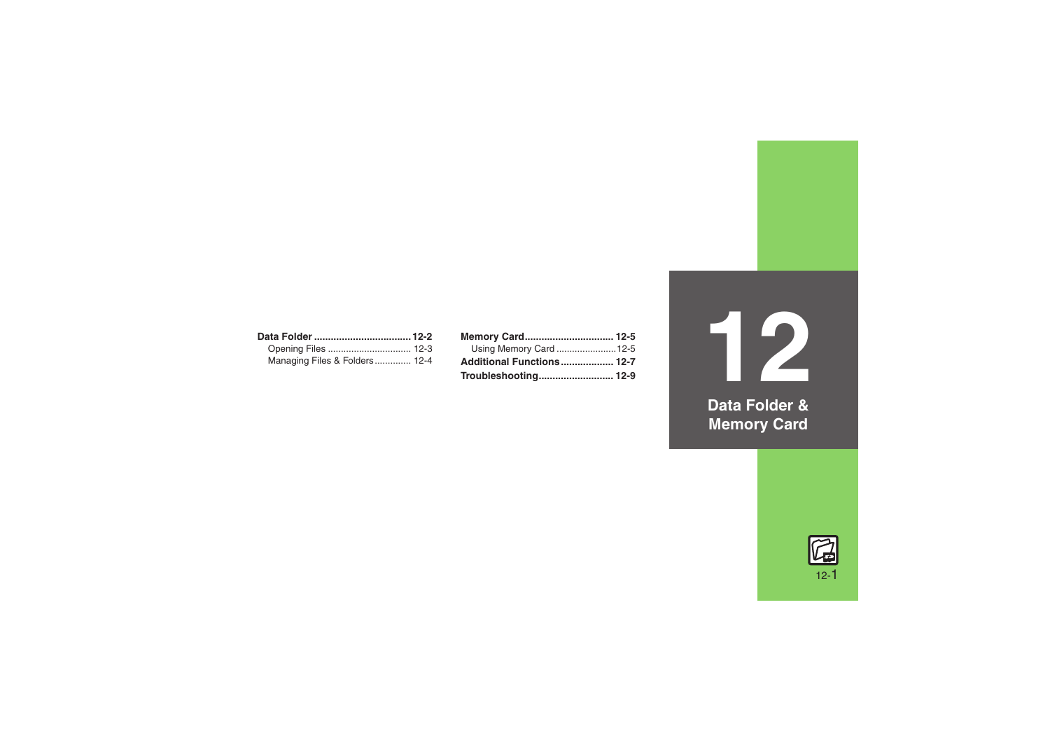# 12

## Data Folder & Memory Card

**Data Folder** .................................. **12-2**
- Opening Files ................................ 12-3
- Managing Files & Folders ............. 12-4

**Memory Card** ................................ **12-5**
- Using Memory Card ....................... 12-5

**Additional Functions** ................... **12-7**

**Troubleshooting** ........................... **12-9**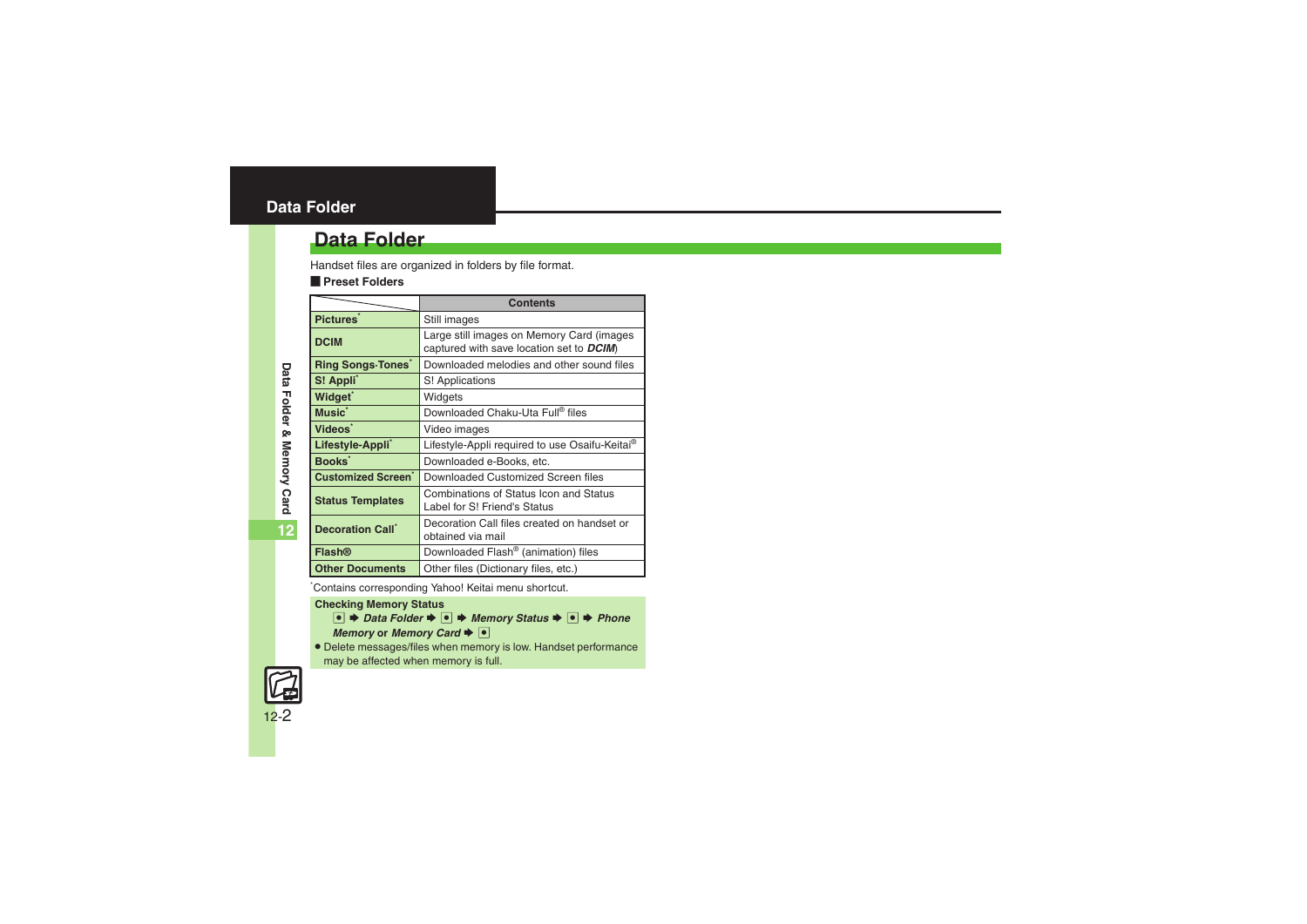# Data Folder

Handset files are organized in folders by file format.

### Preset Folders

| | Contents |
|---|---|
| **Pictures*** | Still images |
| **DCIM** | Large still images on Memory Card (images captured with save location set to ***DCIM***) |
| **Ring Songs·Tones*** | Downloaded melodies and other sound files |
| **S! Appli*** | S! Applications |
| **Widget*** | Widgets |
| **Music*** | Downloaded Chaku-Uta Full® files |
| **Videos*** | Video images |
| **Lifestyle-Appli*** | Lifestyle-Appli required to use Osaifu-Keitai® |
| **Books*** | Downloaded e-Books, etc. |
| **Customized Screen*** | Downloaded Customized Screen files |
| **Status Templates** | Combinations of Status Icon and Status Label for S! Friend's Status |
| **Decoration Call*** | Decoration Call files created on handset or obtained via mail |
| **Flash®** | Downloaded Flash® (animation) files |
| **Other Documents** | Other files (Dictionary files, etc.) |

*Contains corresponding Yahoo! Keitai menu shortcut.

**Checking Memory Status**

● ➡ ***Data Folder*** ➡ ● ➡ ***Memory Status*** ➡ ● ➡ ***Phone Memory*** or ***Memory Card*** ➡ ●

- Delete messages/files when memory is low. Handset performance may be affected when memory is full.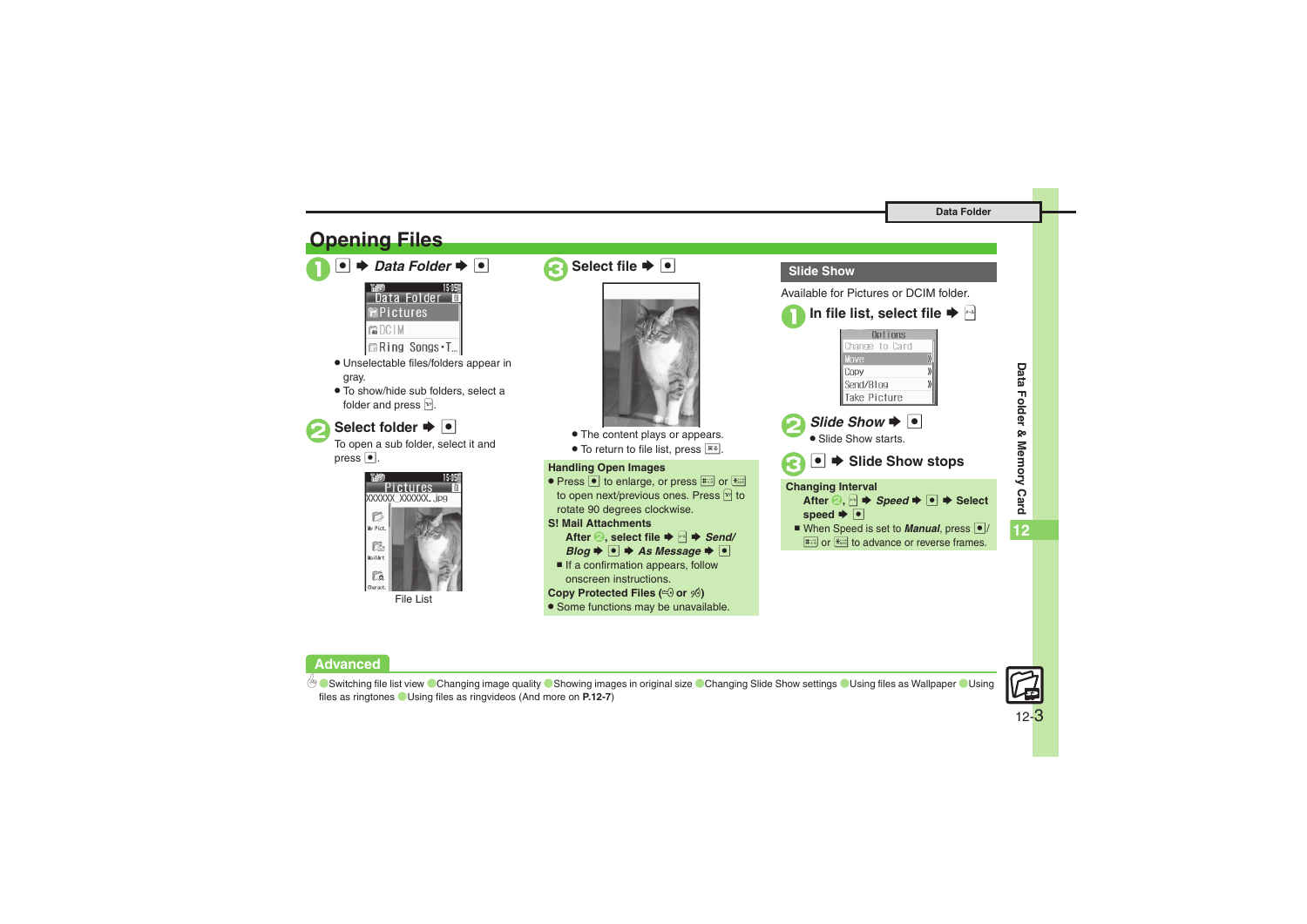## Opening Files

**1** ● ➡ *Data Folder* ➡ ●

- Unselectable files/folders appear in gray.
- To show/hide sub folders, select a folder and press ✉.

**2** Select folder ➡ ●

To open a sub folder, select it and press ●.

File List

**3** Select file ➡ ●

- The content plays or appears.
- To return to file list, press 📖.

**Handling Open Images**

- Press ● to enlarge, or press ⊞ or ⊟ to open next/previous ones. Press ✉ to rotate 90 degrees clockwise.

**S! Mail Attachments**

**After 2, select file ➡ ✉ ➡ *Send/Blog* ➡ ● ➡ *As Message* ➡ ●**

- If a confirmation appears, follow onscreen instructions.

**Copy Protected Files (⊲ or ⊘)**

- Some functions may be unavailable.

### Slide Show

Available for Pictures or DCIM folder.

**1** In file list, select file ➡ ✉

**2** *Slide Show* ➡ ●

- Slide Show starts.

**3** ● ➡ Slide Show stops

**Changing Interval**

**After 2, ✉ ➡ *Speed* ➡ ● ➡ Select speed ➡ ●**

- When Speed is set to ***Manual***, press ●/⊞ or ⊟ to advance or reverse frames.

**Advanced**

● Switching file list view ● Changing image quality ● Showing images in original size ● Changing Slide Show settings ● Using files as Wallpaper ● Using files as ringtones ● Using files as ringvideos (And more on **P.12-7**)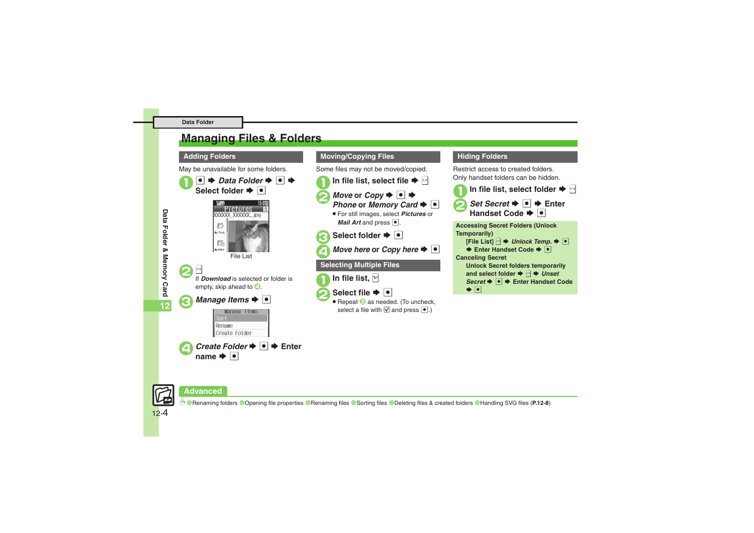# Managing Files & Folders

## Adding Folders

May be unavailable for some folders.

1. ● ➡ *Data Folder* ➡ ● ➡ Select folder ➡ ●

   File List

2. [key]
   If *Download* is selected or folder is empty, skip ahead to 4.

3. *Manage Items* ➡ ●

4. *Create Folder* ➡ ● ➡ Enter name ➡ ●

## Moving/Copying Files

Some files may not be moved/copied.

1. In file list, select file ➡ [key]
2. *Move* or *Copy* ➡ ● ➡ *Phone* or *Memory Card* ➡ ●
   - For still images, select *Pictures* or *Mail Art* and press ●.
3. Select folder ➡ ●
4. *Move here* or *Copy here* ➡ ●

## Selecting Multiple Files

1. In file list, [key]
2. Select file ➡ ●
   - Repeat 2 as needed. (To uncheck, select a file with ☑ and press ●.)

## Hiding Folders

Restrict access to created folders.
Only handset folders can be hidden.

1. In file list, select folder ➡ [key]
2. *Set Secret* ➡ ● ➡ Enter Handset Code ➡ ●

**Accessing Secret Folders (Unlock Temporarily)**

[File List] [key] ➡ *Unlock Temp.* ➡ ● ➡ Enter Handset Code ➡ ●

**Canceling Secret**

Unlock Secret folders temporarily and select folder ➡ [key] ➡ *Unset Secret* ➡ ● ➡ Enter Handset Code ➡ ●

## Advanced

●Renaming folders ●Opening file properties ●Renaming files ●Sorting files ●Deleting files & created folders ●Handling SVG files (**P.12-8**)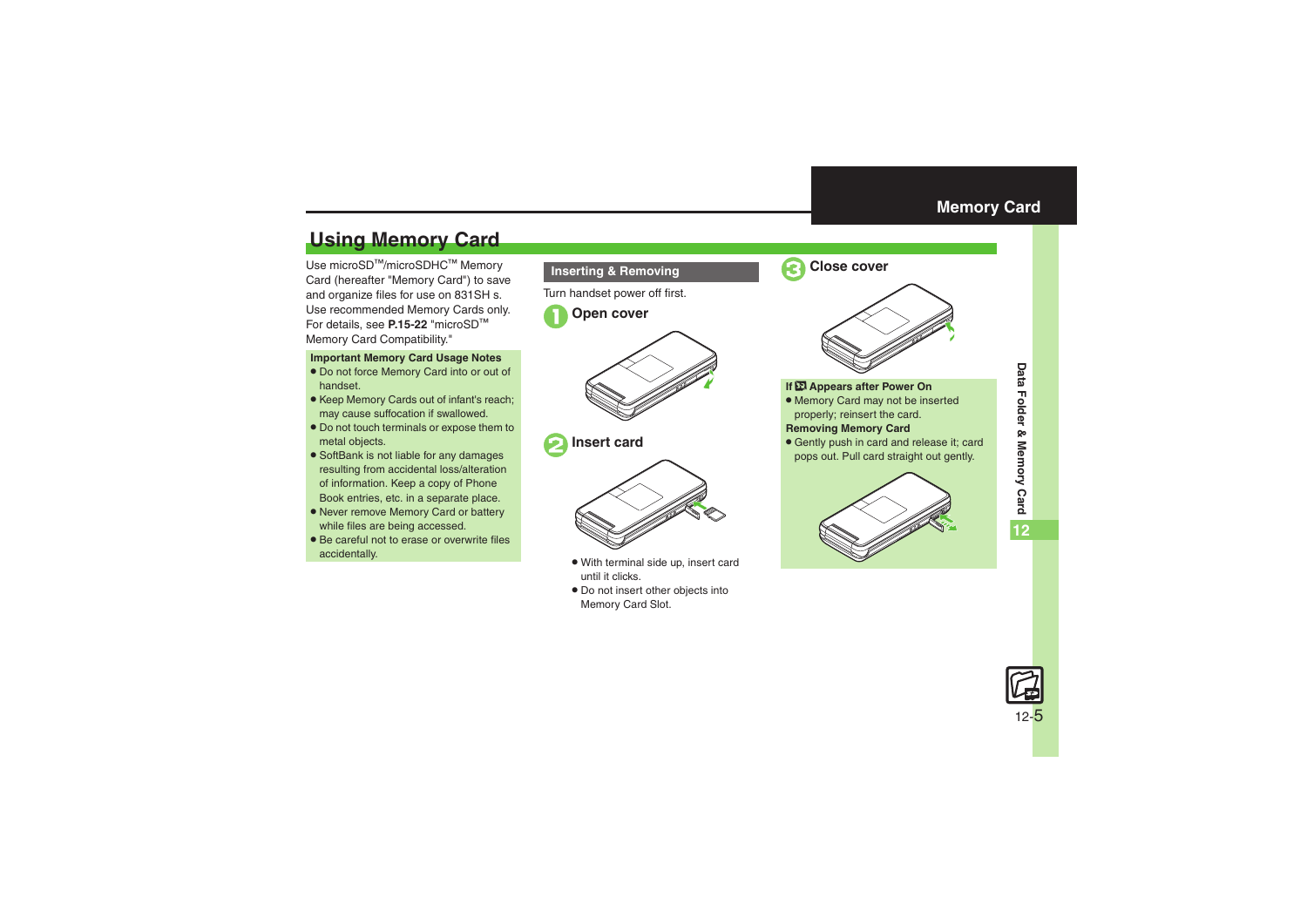## Using Memory Card

Use microSD™/microSDHC™ Memory Card (hereafter "Memory Card") to save and organize files for use on 831SH s. Use recommended Memory Cards only. For details, see **P.15-22** "microSD™ Memory Card Compatibility."

**Important Memory Card Usage Notes**

- Do not force Memory Card into or out of handset.
- Keep Memory Cards out of infant's reach; may cause suffocation if swallowed.
- Do not touch terminals or expose them to metal objects.
- SoftBank is not liable for any damages resulting from accidental loss/alteration of information. Keep a copy of Phone Book entries, etc. in a separate place.
- Never remove Memory Card or battery while files are being accessed.
- Be careful not to erase or overwrite files accidentally.

### Inserting & Removing

Turn handset power off first.

**1 Open cover**

**2 Insert card**

- With terminal side up, insert card until it clicks.
- Do not insert other objects into Memory Card Slot.

**3 Close cover**

**If  Appears after Power On**

- Memory Card may not be inserted properly; reinsert the card.

**Removing Memory Card**

- Gently push in card and release it; card pops out. Pull card straight out gently.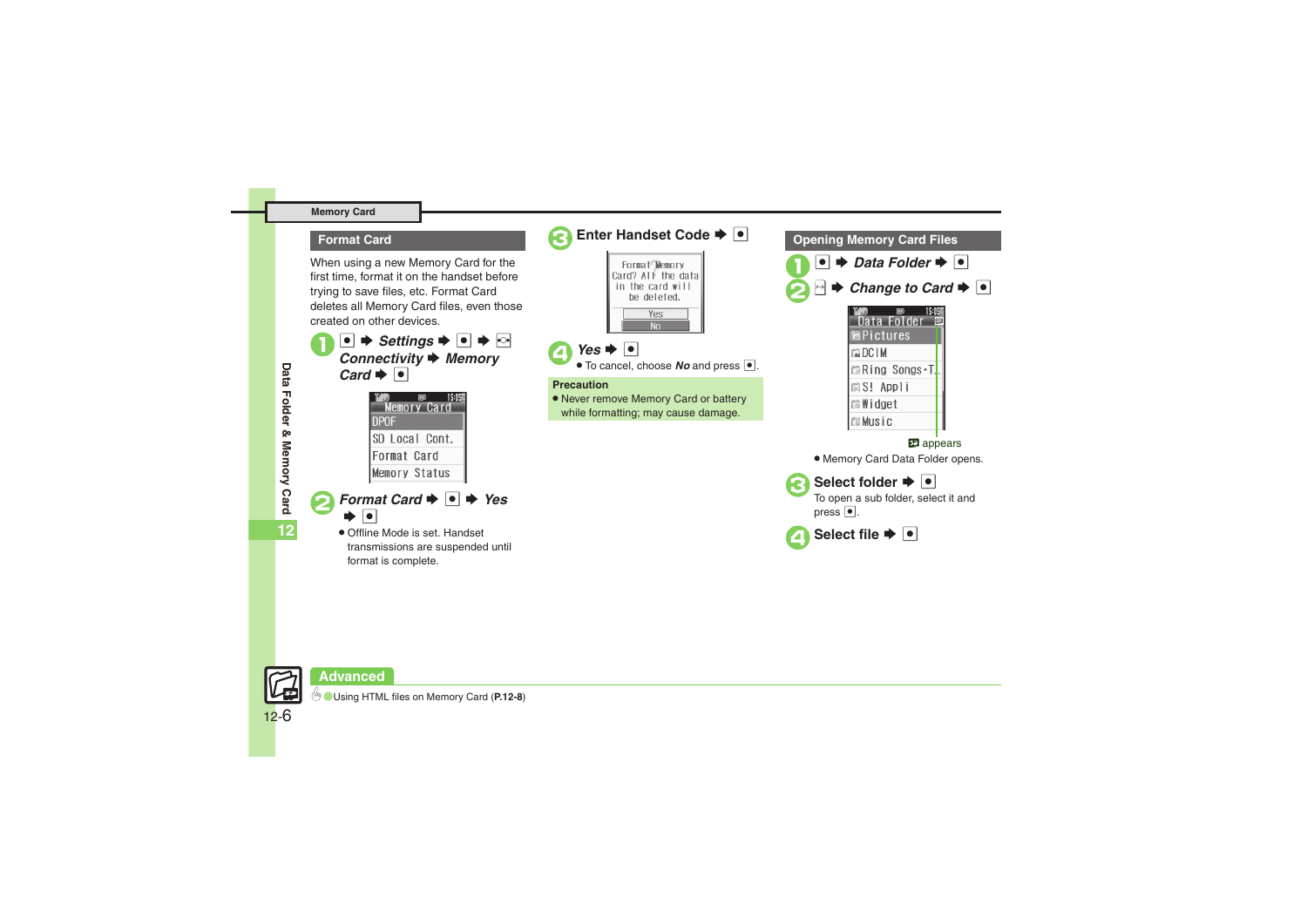## Memory Card

### Format Card

When using a new Memory Card for the first time, format it on the handset before trying to save files, etc. Format Card deletes all Memory Card files, even those created on other devices.

1. ● ➡ *Settings* ➡ ● ➡ ⊙ *Connectivity* ➡ *Memory Card* ➡ ●

Memory Card
DPOF
SD Local Cont.
Format Card
Memory Status

2. *Format Card* ➡ ● ➡ *Yes* ➡ ●
   - Offline Mode is set. Handset transmissions are suspended until format is complete.

3. **Enter Handset Code** ➡ ●

Format Memory Card? All the data in the card will be deleted.
Yes
No

4. *Yes* ➡ ●
   - To cancel, choose ***No*** and press ●.

**Precaution**

- Never remove Memory Card or battery while formatting; may cause damage.

### Opening Memory Card Files

1. ● ➡ *Data Folder* ➡ ●
2. ⊡ ➡ *Change to Card* ➡ ●

Data Folder
Pictures
DCIM
Ring Songs·T..
S! Appli
Widget
Music

appears

- Memory Card Data Folder opens.

3. **Select folder** ➡ ●
   To open a sub folder, select it and press ●.
4. **Select file** ➡ ●

**Advanced**

Using HTML files on Memory Card (**P.12-8**)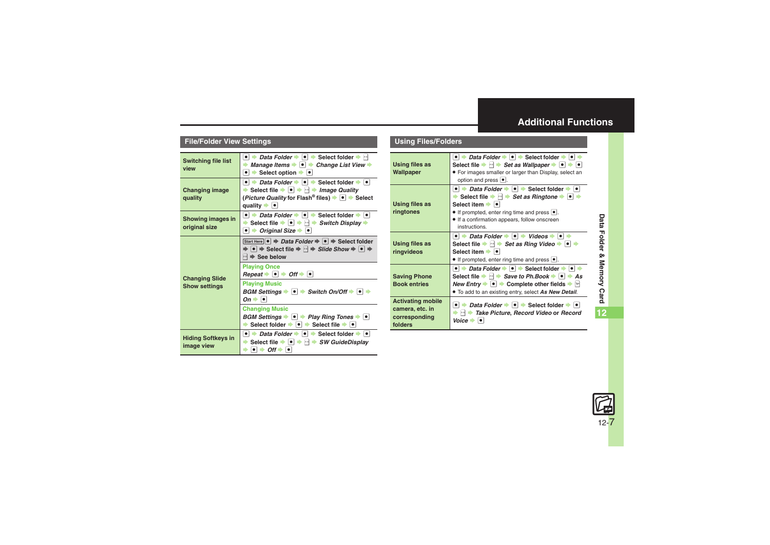## Additional Functions

### File/Folder View Settings

| | |
|---|---|
| **Switching file list view** | ● ➡ *Data Folder* ➡ ● ➡ Select folder ➡ ✉ ➡ *Manage Items* ➡ ● ➡ *Change List View* ➡ ● ➡ Select option ➡ ● |
| **Changing image quality** | ● ➡ *Data Folder* ➡ ● ➡ Select folder ➡ ● ➡ Select file ➡ ● ➡ ✉ ➡ *Image Quality* (*Picture Quality* for Flash® files) ➡ ● ➡ Select quality ➡ ● |
| **Showing images in original size** | ● ➡ *Data Folder* ➡ ● ➡ Select folder ➡ ● ➡ Select file ➡ ● ➡ ✉ ➡ *Switch Display* ➡ ● ➡ *Original Size* ➡ ● |
| **Changing Slide Show settings** | Start Here ● ➡ *Data Folder* ➡ ● ➡ Select folder ➡ ● ➡ Select file ➡ ✉ ➡ *Slide Show* ➡ ● ➡ ✉ ➡ See below |
| | **Playing Once**<br>*Repeat* ➡ ● ➡ *Off* ➡ ● |
| | **Playing Music**<br>*BGM Settings* ➡ ● ➡ *Switch On/Off* ➡ ● ➡ *On* ➡ ● |
| | **Changing Music**<br>*BGM Settings* ➡ ● ➡ *Play Ring Tones* ➡ ● ➡ Select folder ➡ ● ➡ Select file ➡ ● |
| **Hiding Softkeys in image view** | ● ➡ *Data Folder* ➡ ● ➡ Select folder ➡ ● ➡ Select file ➡ ● ➡ ✉ ➡ *SW GuideDisplay* ➡ ● ➡ *Off* ➡ ● |

### Using Files/Folders

| | |
|---|---|
| **Using files as Wallpaper** | ● ➡ *Data Folder* ➡ ● ➡ Select folder ➡ ● ➡ Select file ➡ ✉ ➡ *Set as Wallpaper* ➡ ● ➡ ●<br>● For images smaller or larger than Display, select an option and press ●. |
| **Using files as ringtones** | ● ➡ *Data Folder* ➡ ● ➡ Select folder ➡ ● ➡ Select file ➡ ✉ ➡ *Set as Ringtone* ➡ ● ➡ Select item ➡ ●<br>● If prompted, enter ring time and press ●.<br>● If a confirmation appears, follow onscreen instructions. |
| **Using files as ringvideos** | ● ➡ *Data Folder* ➡ ● ➡ *Videos* ➡ ● ➡ Select file ➡ ✉ ➡ *Set as Ring Video* ➡ ● ➡ Select item ➡ ●<br>● If prompted, enter ring time and press ●. |
| **Saving Phone Book entries** | ● ➡ *Data Folder* ➡ ● ➡ Select folder ➡ ● ➡ Select file ➡ ✉ ➡ *Save to Ph.Book* ➡ ● ➡ *As New Entry* ➡ ● ➡ Complete other fields ➡ ✉<br>● To add to an existing entry, select *As New Detail*. |
| **Activating mobile camera, etc. in corresponding folders** | ● ➡ *Data Folder* ➡ ● ➡ Select folder ➡ ● ➡ ✉ ➡ *Take Picture*, *Record Video* or *Record Voice* ➡ ● |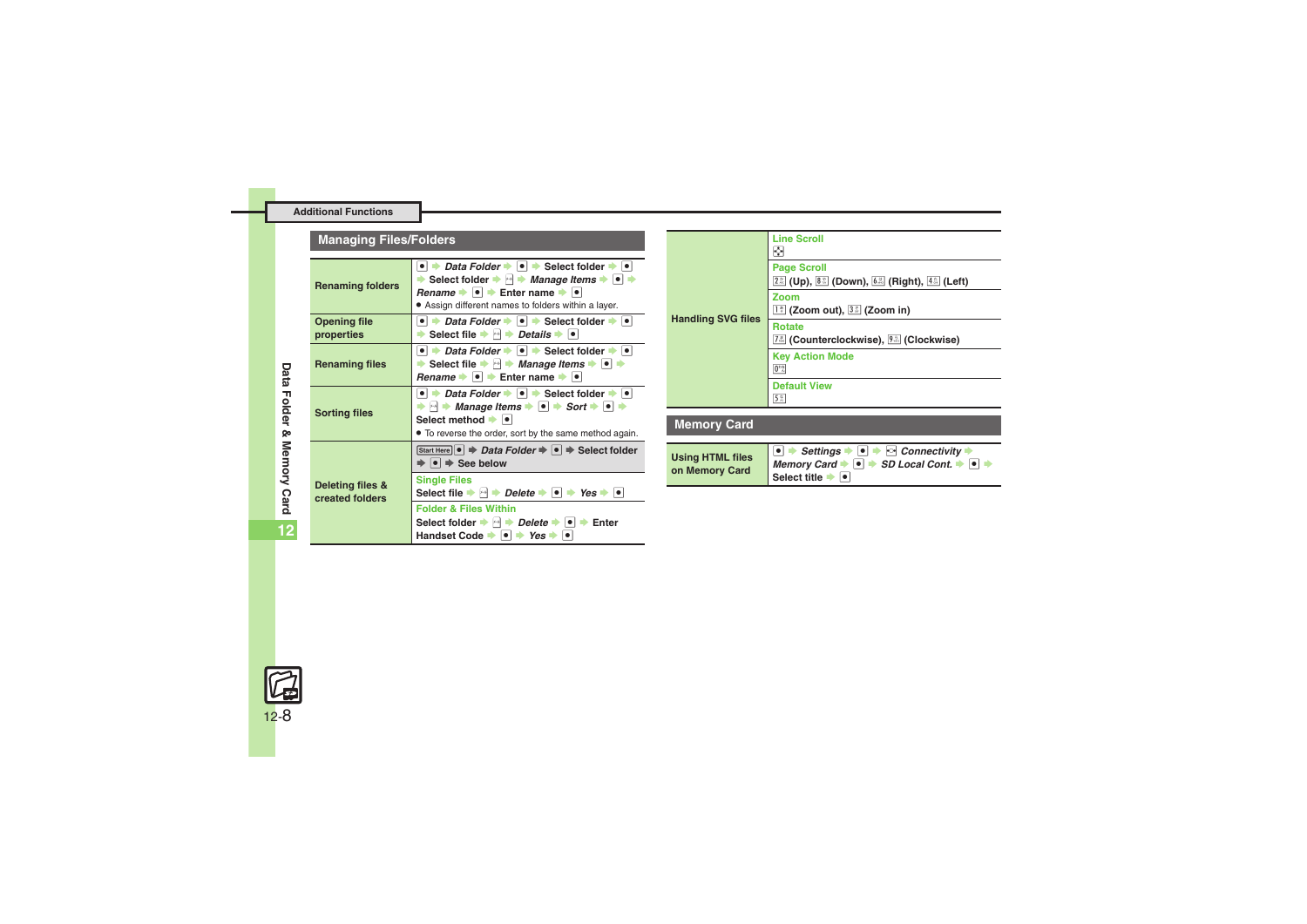Additional Functions

## Managing Files/Folders

| | |
|---|---|
| **Renaming folders** | ● ➡ *Data Folder* ➡ ● ➡ Select folder ➡ ● ➡ Select folder ➡ ✉ ➡ *Manage Items* ➡ ● ➡ *Rename* ➡ ● ➡ Enter name ➡ ●<br>● Assign different names to folders within a layer. |
| **Opening file properties** | ● ➡ *Data Folder* ➡ ● ➡ Select folder ➡ ● ➡ Select file ➡ ✉ ➡ *Details* ➡ ● |
| **Renaming files** | ● ➡ *Data Folder* ➡ ● ➡ Select folder ➡ ● ➡ Select file ➡ ✉ ➡ *Manage Items* ➡ ● ➡ *Rename* ➡ ● ➡ Enter name ➡ ● |
| **Sorting files** | ● ➡ *Data Folder* ➡ ● ➡ Select folder ➡ ● ➡ ✉ ➡ *Manage Items* ➡ ● ➡ *Sort* ➡ ● ➡ Select method ➡ ●<br>● To reverse the order, sort by the same method again. |
| **Deleting files & created folders** | Start Here ● ➡ *Data Folder* ➡ ● ➡ Select folder ➡ ● ➡ See below<br>**Single Files**<br>Select file ➡ ✉ ➡ *Delete* ➡ ● ➡ *Yes* ➡ ●<br>**Folder & Files Within**<br>Select folder ➡ ✉ ➡ *Delete* ➡ ● ➡ Enter Handset Code ➡ ● ➡ *Yes* ➡ ● |

| | |
|---|---|
| **Handling SVG files** | **Line Scroll**<br>✣<br>**Page Scroll**<br>2 (Up), 8 (Down), 6 (Right), 4 (Left)<br>**Zoom**<br>1 (Zoom out), 3 (Zoom in)<br>**Rotate**<br>7 (Counterclockwise), 9 (Clockwise)<br>**Key Action Mode**<br>0<br>**Default View**<br>5 |

## Memory Card

| | |
|---|---|
| **Using HTML files on Memory Card** | ● ➡ *Settings* ➡ ● ➡ ⇔ *Connectivity* ➡ *Memory Card* ➡ ● ➡ *SD Local Cont.* ➡ ● ➡ Select title ➡ ● |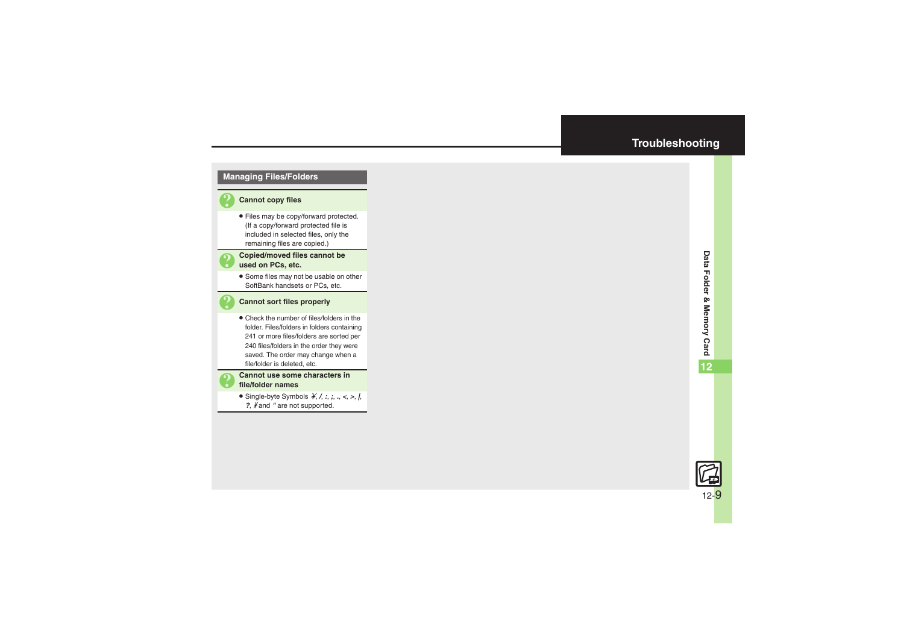# Troubleshooting

## Managing Files/Folders

### Cannot copy files

- Files may be copy/forward protected. (If a copy/forward protected file is included in selected files, only the remaining files are copied.)

### Copied/moved files cannot be used on PCs, etc.

- Some files may not be usable on other SoftBank handsets or PCs, etc.

### Cannot sort files properly

- Check the number of files/folders in the folder. Files/folders in folders containing 241 or more files/folders are sorted per 240 files/folders in the order they were saved. The order may change when a file/folder is deleted, etc.

### Cannot use some characters in file/folder names

- Single-byte Symbols ¥, /, :, ;, ., <, >, |, ?, * and " are not supported.

Data Folder & Memory Card

12